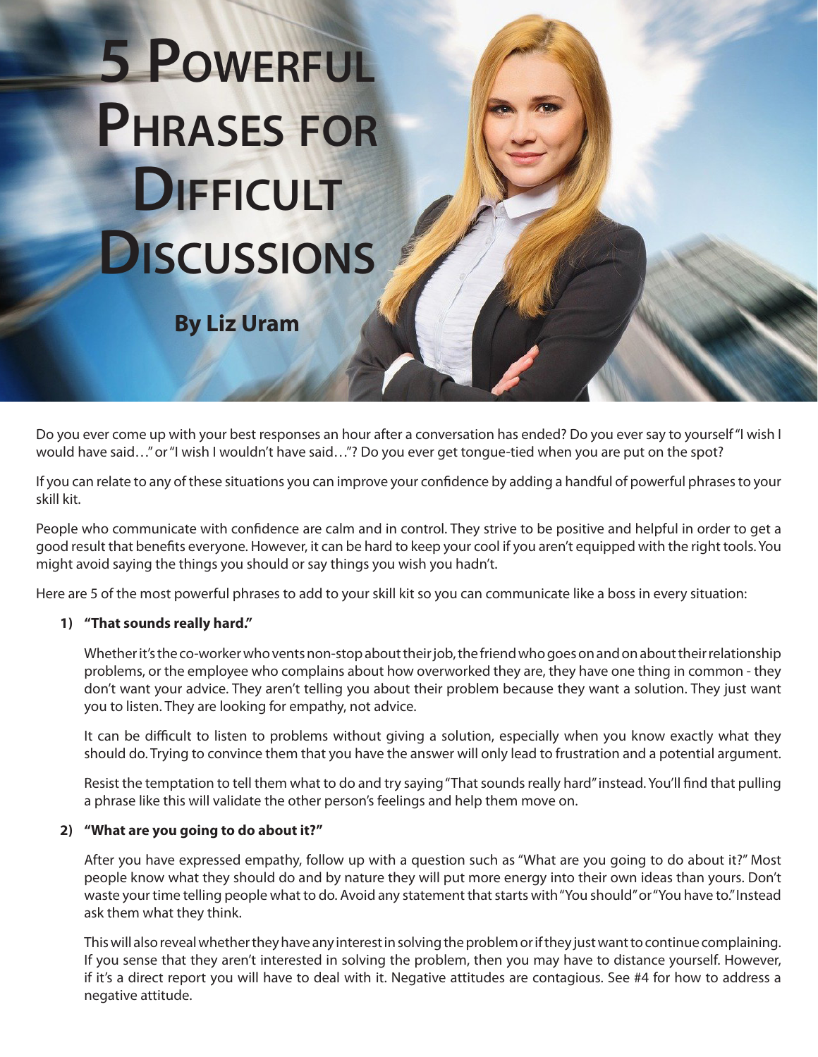# 5 Powerful Phrases for Difficult Discussions

**By Liz Uram**

Do you ever come up with your best responses an hour after a conversation has ended? Do you ever say to yourself "I wish I would have said…" or "I wish I wouldn't have said…"? Do you ever get tongue-tied when you are put on the spot?

If you can relate to any of these situations you can improve your confidence by adding a handful of powerful phrases to your skill kit.

People who communicate with confidence are calm and in control. They strive to be positive and helpful in order to get a good result that benefits everyone. However, it can be hard to keep your cool if you aren't equipped with the right tools. You might avoid saying the things you should or say things you wish you hadn't.

Here are 5 of the most powerful phrases to add to your skill kit so you can communicate like a boss in every situation:

**1) "That sounds really hard."**

Whether it's the co-worker who vents non-stop about their job, the friend who goes on and on about their relationship problems, or the employee who complains about how overworked they are, they have one thing in common - they don't want your advice. They aren't telling you about their problem because they want a solution. They just want you to listen. They are looking for empathy, not advice.

It can be difficult to listen to problems without giving a solution, especially when you know exactly what they should do. Trying to convince them that you have the answer will only lead to frustration and a potential argument.

Resist the temptation to tell them what to do and try saying "That sounds really hard" instead. You'll find that pulling a phrase like this will validate the other person's feelings and help them move on.

**2) "What are you going to do about it?"**

After you have expressed empathy, follow up with a question such as "What are you going to do about it?" Most people know what they should do and by nature they will put more energy into their own ideas than yours. Don't waste your time telling people what to do. Avoid any statement that starts with "You should" or "You have to." Instead ask them what they think.

This will also reveal whether they have any interest in solving the problem or if they just want to continue complaining. If you sense that they aren't interested in solving the problem, then you may have to distance yourself. However, if it's a direct report you will have to deal with it. Negative attitudes are contagious. See #4 for how to address a negative attitude.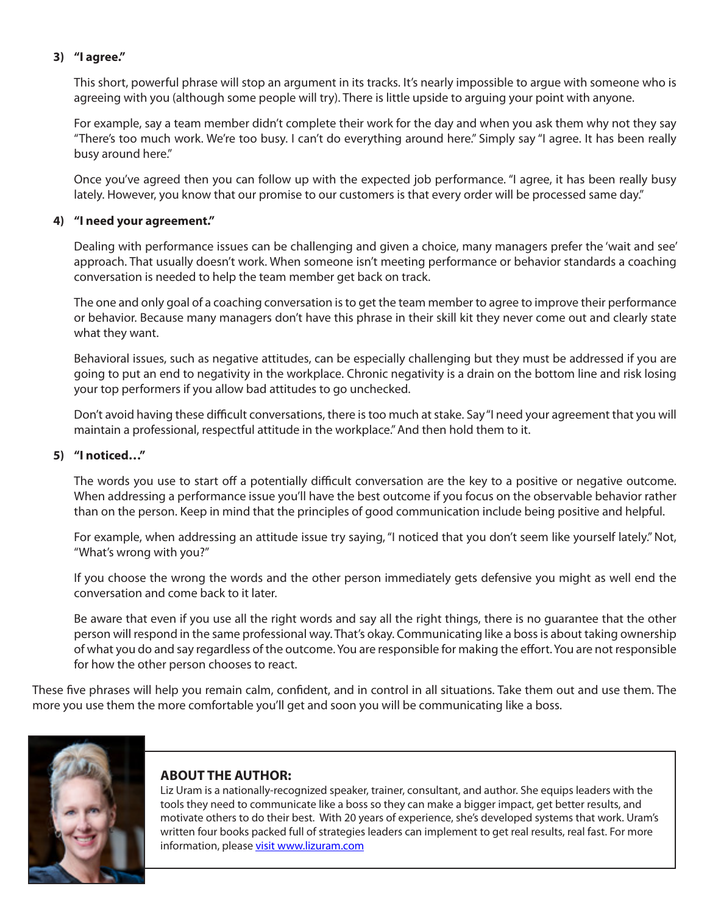**3) "I agree."**

This short, powerful phrase will stop an argument in its tracks. It's nearly impossible to argue with someone who is agreeing with you (although some people will try). There is little upside to arguing your point with anyone.

For example, say a team member didn't complete their work for the day and when you ask them why not they say "There's too much work. We're too busy. I can't do everything around here." Simply say "I agree. It has been really busy around here."

Once you've agreed then you can follow up with the expected job performance. "I agree, it has been really busy lately. However, you know that our promise to our customers is that every order will be processed same day."

**4) "I need your agreement."**

Dealing with performance issues can be challenging and given a choice, many managers prefer the 'wait and see' approach. That usually doesn't work. When someone isn't meeting performance or behavior standards a coaching conversation is needed to help the team member get back on track.

The one and only goal of a coaching conversation is to get the team member to agree to improve their performance or behavior. Because many managers don't have this phrase in their skill kit they never come out and clearly state what they want.

Behavioral issues, such as negative attitudes, can be especially challenging but they must be addressed if you are going to put an end to negativity in the workplace. Chronic negativity is a drain on the bottom line and risk losing your top performers if you allow bad attitudes to go unchecked.

Don't avoid having these difficult conversations, there is too much at stake. Say "I need your agreement that you will maintain a professional, respectful attitude in the workplace." And then hold them to it.

**5) "I noticed…"**

The words you use to start off a potentially difficult conversation are the key to a positive or negative outcome. When addressing a performance issue you'll have the best outcome if you focus on the observable behavior rather than on the person. Keep in mind that the principles of good communication include being positive and helpful.

For example, when addressing an attitude issue try saying, "I noticed that you don't seem like yourself lately." Not, "What's wrong with you?"

If you choose the wrong the words and the other person immediately gets defensive you might as well end the conversation and come back to it later.

Be aware that even if you use all the right words and say all the right things, there is no guarantee that the other person will respond in the same professional way. That's okay. Communicating like a boss is about taking ownership of what you do and say regardless of the outcome. You are responsible for making the effort. You are not responsible for how the other person chooses to react.

These five phrases will help you remain calm, confident, and in control in all situations. Take them out and use them. The more you use them the more comfortable you'll get and soon you will be communicating like a boss.

**ABOUT THE AUTHOR:**

Liz Uram is a nationally-recognized speaker, trainer, consultant, and author. She equips leaders with the tools they need to communicate like a boss so they can make a bigger impact, get better results, and motivate others to do their best. With 20 years of experience, she's developed systems that work. Uram's written four books packed full of strategies leaders can implement to get real results, real fast. For more information, please visit www.lizuram.com